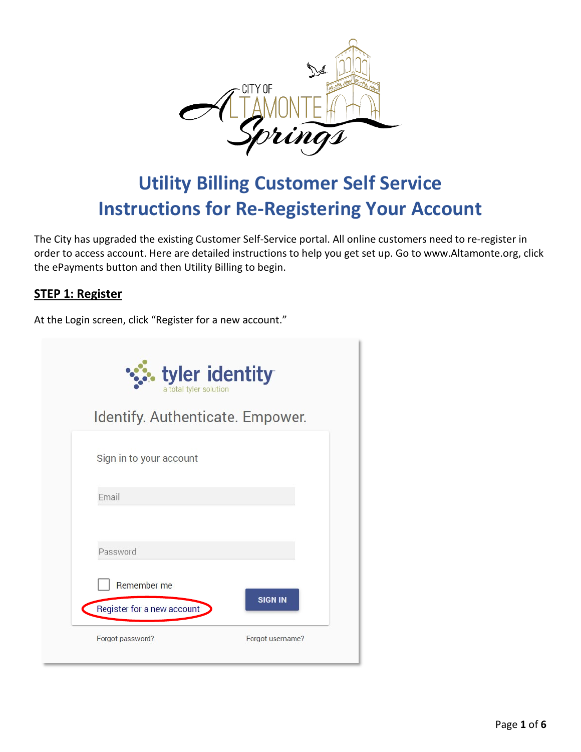# Utility Billing Customer Self Service
# Instructions for Re-Registering Your Account

The City has upgraded the existing Customer Self-Service portal. All online customers need to re-register in order to access account. Here are detailed instructions to help you get set up. Go to www.Altamonte.org, click the ePayments button and then Utility Billing to begin.

## STEP 1: Register

At the Login screen, click "Register for a new account."

tyler identity
a total tyler solution

Identify. Authenticate. Empower.

Sign in to your account

Email

Password

Remember me

Register for a new account

SIGN IN

Forgot password?

Forgot username?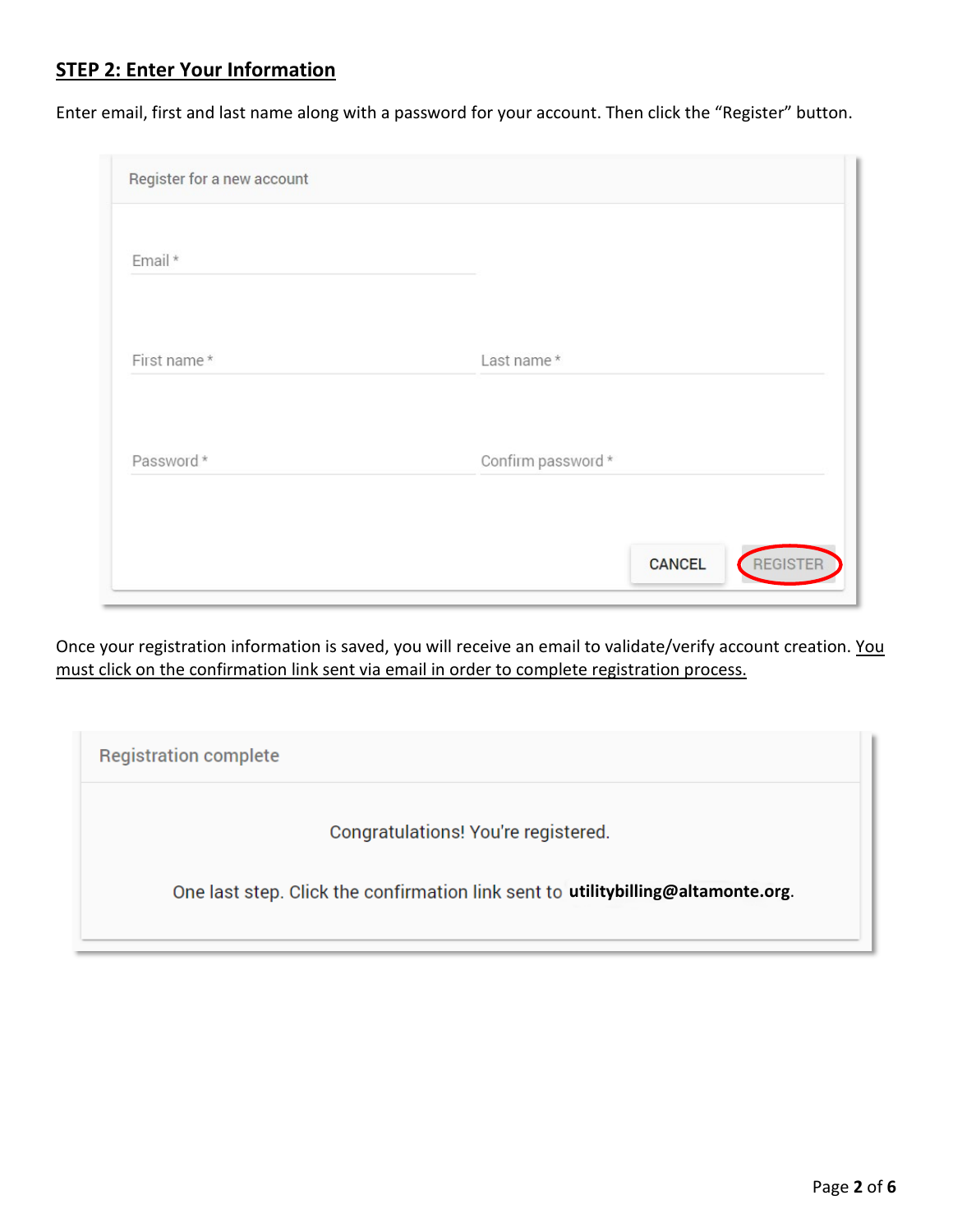## STEP 2: Enter Your Information

Enter email, first and last name along with a password for your account. Then click the "Register" button.

Register for a new account

Email *

First name *

Last name *

Password *

Confirm password *

CANCEL REGISTER

Once your registration information is saved, you will receive an email to validate/verify account creation. You must click on the confirmation link sent via email in order to complete registration process.

Registration complete

Congratulations! You're registered.

One last step. Click the confirmation link sent to **utilitybilling@altamonte.org**.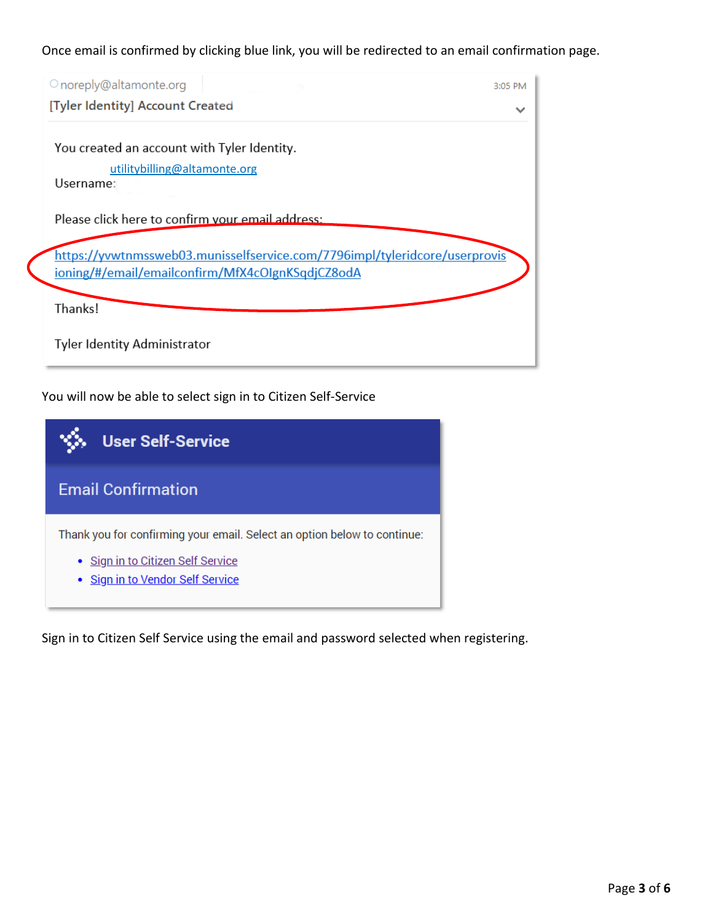Once email is confirmed by clicking blue link, you will be redirected to an email confirmation page.

noreply@altamonte.org 3:05 PM

[Tyler Identity] Account Created

You created an account with Tyler Identity.

Username: utilitybilling@altamonte.org

Please click here to confirm your email address:

https://yvwtnmssweb03.munisselfservice.com/7796impl/tyleridcore/userprovisioning/#/email/emailconfirm/MfX4cOIgnKSqdjCZ8odA

Thanks!

Tyler Identity Administrator

You will now be able to select sign in to Citizen Self-Service

**User Self-Service**

**Email Confirmation**

Thank you for confirming your email. Select an option below to continue:

- Sign in to Citizen Self Service
- Sign in to Vendor Self Service

Sign in to Citizen Self Service using the email and password selected when registering.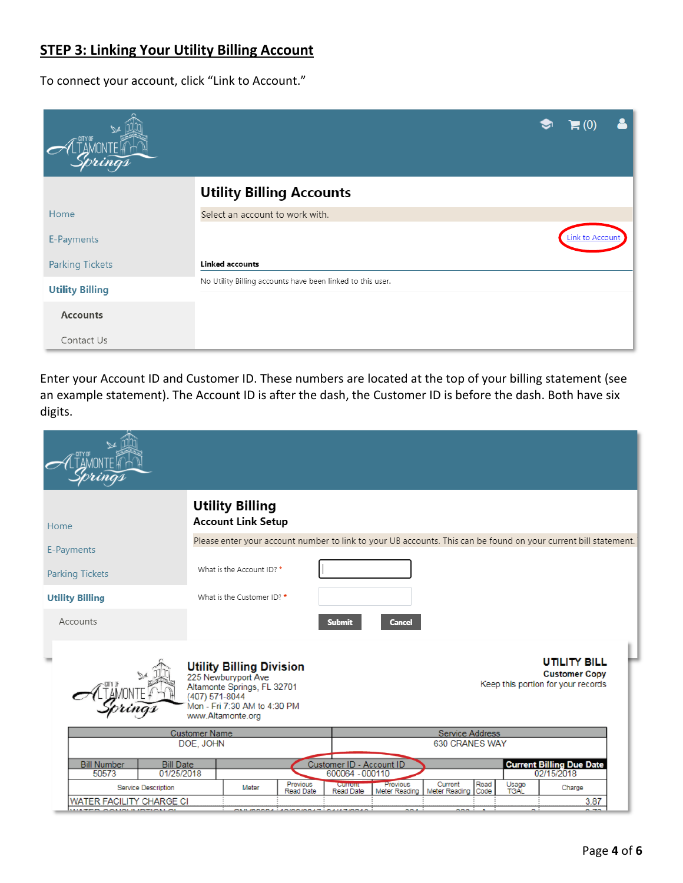## STEP 3: Linking Your Utility Billing Account

To connect your account, click "Link to Account."

Enter your Account ID and Customer ID. These numbers are located at the top of your billing statement (see an example statement). The Account ID is after the dash, the Customer ID is before the dash. Both have six digits.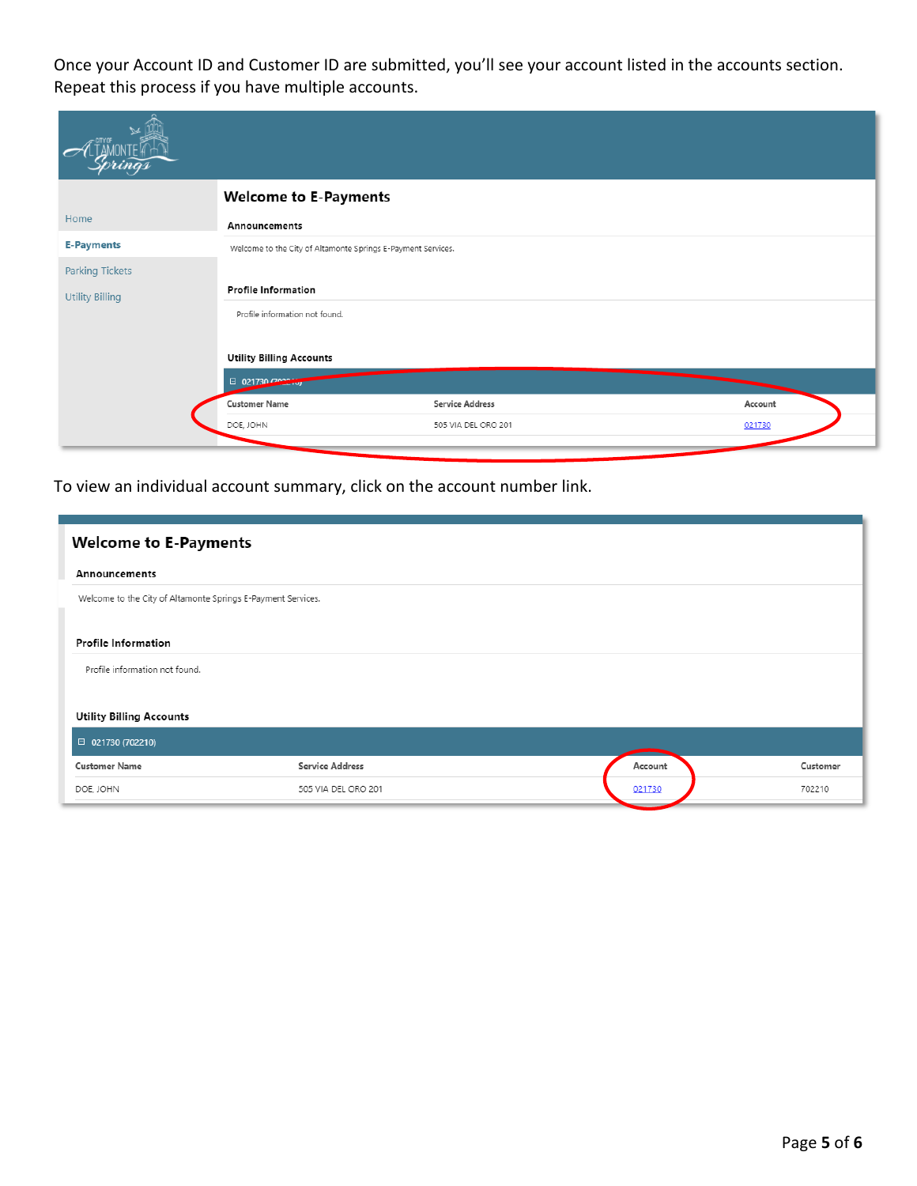Once your Account ID and Customer ID are submitted, you'll see your account listed in the accounts section. Repeat this process if you have multiple accounts.

To view an individual account summary, click on the account number link.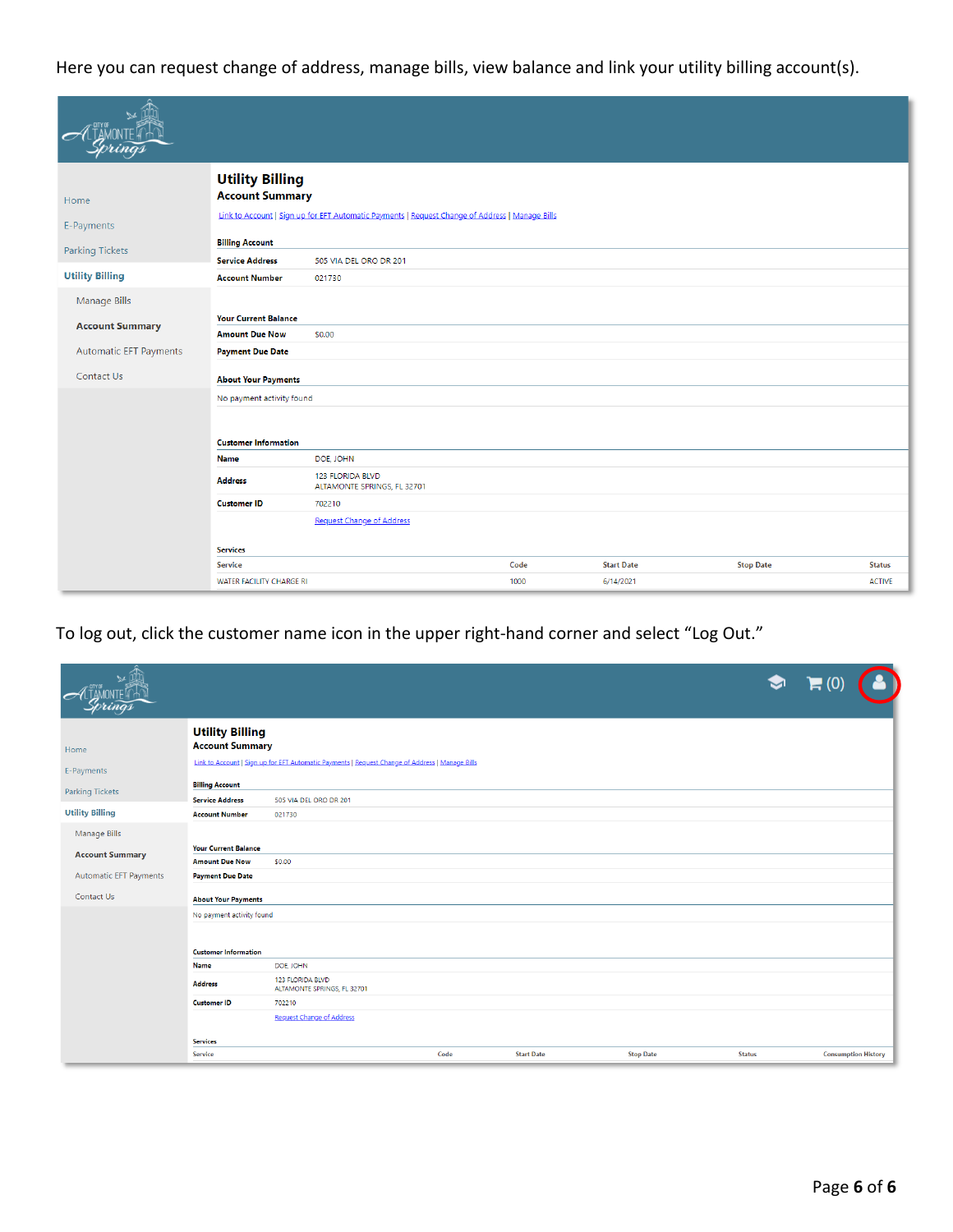Here you can request change of address, manage bills, view balance and link your utility billing account(s).

Home

E-Payments

Parking Tickets

Utility Billing

Manage Bills

Account Summary

Automatic EFT Payments

Contact Us

## Utility Billing

### Account Summary

Link to Account | Sign up for EFT Automatic Payments | Request Change of Address | Manage Bills

**Billing Account**

| | |
|---|---|
| **Service Address** | 505 VIA DEL ORO DR 201 |
| **Account Number** | 021730 |

**Your Current Balance**

| | |
|---|---|
| **Amount Due Now** | $0.00 |
| **Payment Due Date** | |

**About Your Payments**

No payment activity found

**Customer Information**

| | |
|---|---|
| **Name** | DOE, JOHN |
| **Address** | 123 FLORIDA BLVD ALTAMONTE SPRINGS, FL 32701 |
| **Customer ID** | 702210 |
| | Request Change of Address |

**Services**

| Service | Code | Start Date | Stop Date | Status |
|---|---|---|---|---|
| WATER FACILITY CHARGE RI | 1000 | 6/14/2021 | | ACTIVE |

To log out, click the customer name icon in the upper right-hand corner and select "Log Out."

(0)

Home

E-Payments

Parking Tickets

Utility Billing

Manage Bills

Account Summary

Automatic EFT Payments

Contact Us

## Utility Billing

### Account Summary

Link to Account | Sign up for EFT Automatic Payments | Request Change of Address | Manage Bills

**Billing Account**

| | |
|---|---|
| **Service Address** | 505 VIA DEL ORO DR 201 |
| **Account Number** | 021730 |

**Your Current Balance**

| | |
|---|---|
| **Amount Due Now** | $0.00 |
| **Payment Due Date** | |

**About Your Payments**

No payment activity found

**Customer Information**

| | |
|---|---|
| **Name** | DOE, JOHN |
| **Address** | 123 FLORIDA BLVD ALTAMONTE SPRINGS, FL 32701 |
| **Customer ID** | 702210 |
| | Request Change of Address |

**Services**

| Service | Code | Start Date | Stop Date | Status | Consumption History |
|---|---|---|---|---|---|